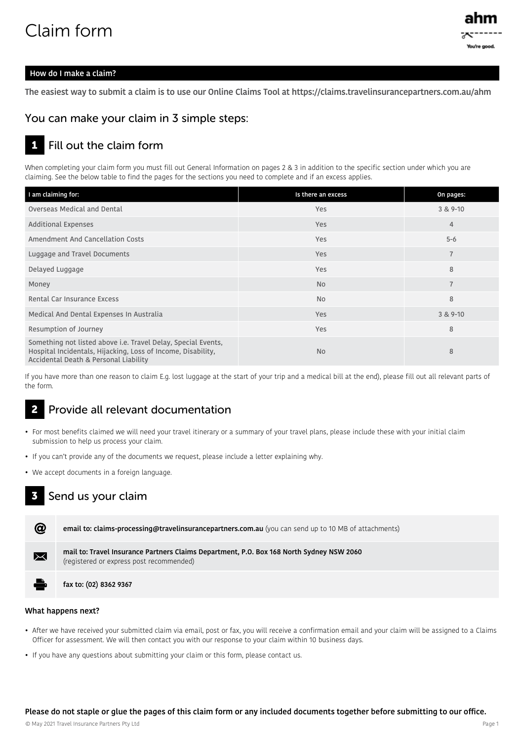# Claim form

## How do I make a claim?

**The easiest way to submit a claim is to use our Online Claims Tool at https://claims.travelinsurancepartners.com.au/ahm**

## You can make your claim in 3 simple steps:

### 1 Fill out the claim form

When completing your claim form you must fill out General Information on pages 2 & 3 in addition to the specific section under which you are claiming. See the below table to find the pages for the sections you need to complete and if an excess applies.

| I am claiming for: | Is there an excess | On pages: |
|---|---|---|
| Overseas Medical and Dental | Yes | 3 & 9-10 |
| Additional Expenses | Yes | 4 |
| Amendment And Cancellation Costs | Yes | 5-6 |
| Luggage and Travel Documents | Yes | 7 |
| Delayed Luggage | Yes | 8 |
| Money | No | 7 |
| Rental Car Insurance Excess | No | 8 |
| Medical And Dental Expenses In Australia | Yes | 3 & 9-10 |
| Resumption of Journey | Yes | 8 |
| Something not listed above i.e. Travel Delay, Special Events, Hospital Incidentals, Hijacking, Loss of Income, Disability, Accidental Death & Personal Liability | No | 8 |

If you have more than one reason to claim E.g. lost luggage at the start of your trip and a medical bill at the end), please fill out all relevant parts of the form.

### 2 Provide all relevant documentation

- For most benefits claimed we will need your travel itinerary or a summary of your travel plans, please include these with your initial claim submission to help us process your claim.
- If you can't provide any of the documents we request, please include a letter explaining why.
- We accept documents in a foreign language.

### 3 Send us your claim

| | |
|---|---|
| @ | **email to: claims-processing@travelinsurancepartners.com.au** (you can send up to 10 MB of attachments) |
| ✉ | **mail to: Travel Insurance Partners Claims Department, P.O. Box 168 North Sydney NSW 2060** (registered or express post recommended) |
| Fax | **fax to: (02) 8362 9367** |

**What happens next?**

- After we have received your submitted claim via email, post or fax, you will receive a confirmation email and your claim will be assigned to a Claims Officer for assessment. We will then contact you with our response to your claim within 10 business days.
- If you have any questions about submitting your claim or this form, please contact us.

**Please do not staple or glue the pages of this claim form or any included documents together before submitting to our office.**

© May 2021 Travel Insurance Partners Pty Ltd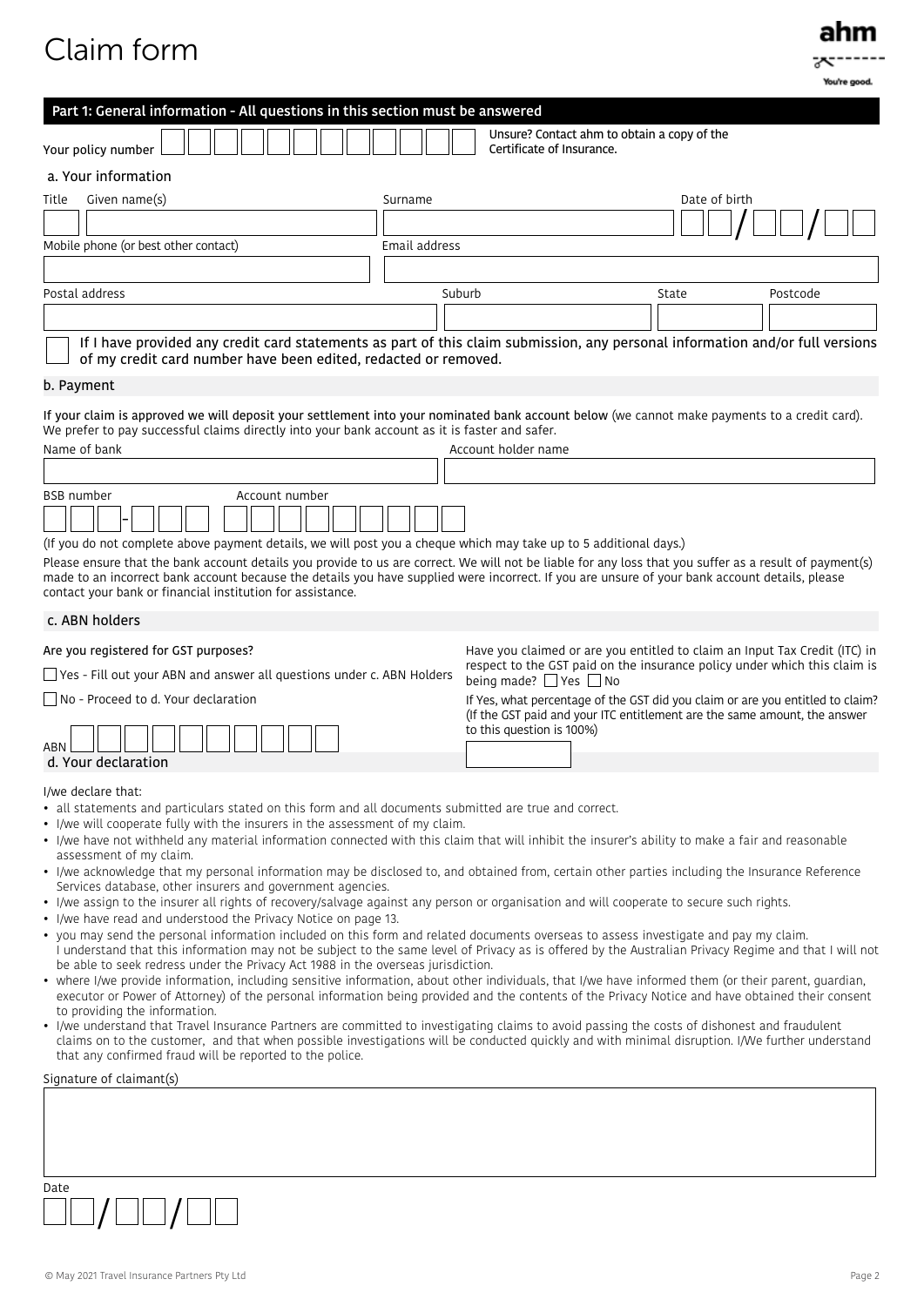# Claim form

## Part 1: General information - All questions in this section must be answered

Your policy number

Unsure? Contact ahm to obtain a copy of the Certificate of Insurance.

### a. Your information

| Title | Given name(s) | Surname | Date of birth |
|---|---|---|---|
| | | | / / |

| Mobile phone (or best other contact) | Email address |
|---|---|
| | |

| Postal address | Suburb | State | Postcode |
|---|---|---|---|
| | | | |

☐ If I have provided any credit card statements as part of this claim submission, any personal information and/or full versions of my credit card number have been edited, redacted or removed.

### b. Payment

If your claim is approved we will deposit your settlement into your nominated bank account below (we cannot make payments to a credit card). We prefer to pay successful claims directly into your bank account as it is faster and safer.

| Name of bank | Account holder name |
|---|---|
| | |

| BSB number | Account number |
|---|---|
| - | |

(If you do not complete above payment details, we will post you a cheque which may take up to 5 additional days.)

Please ensure that the bank account details you provide to us are correct. We will not be liable for any loss that you suffer as a result of payment(s) made to an incorrect bank account because the details you have supplied were incorrect. If you are unsure of your bank account details, please contact your bank or financial institution for assistance.

### c. ABN holders

Are you registered for GST purposes?

☐ Yes - Fill out your ABN and answer all questions under c. ABN Holders

☐ No - Proceed to d. Your declaration

ABN

Have you claimed or are you entitled to claim an Input Tax Credit (ITC) in respect to the GST paid on the insurance policy under which this claim is being made? ☐ Yes ☐ No

If Yes, what percentage of the GST did you claim or are you entitled to claim? (If the GST paid and your ITC entitlement are the same amount, the answer to this question is 100%)

### d. Your declaration

I/we declare that:

- all statements and particulars stated on this form and all documents submitted are true and correct.
- I/we will cooperate fully with the insurers in the assessment of my claim.
- I/we have not withheld any material information connected with this claim that will inhibit the insurer's ability to make a fair and reasonable assessment of my claim.
- I/we acknowledge that my personal information may be disclosed to, and obtained from, certain other parties including the Insurance Reference Services database, other insurers and government agencies.
- I/we assign to the insurer all rights of recovery/salvage against any person or organisation and will cooperate to secure such rights.
- I/we have read and understood the Privacy Notice on page 13.
- you may send the personal information included on this form and related documents overseas to assess investigate and pay my claim. I understand that this information may not be subject to the same level of Privacy as is offered by the Australian Privacy Regime and that I will not be able to seek redress under the Privacy Act 1988 in the overseas jurisdiction.
- where I/we provide information, including sensitive information, about other individuals, that I/we have informed them (or their parent, guardian, executor or Power of Attorney) of the personal information being provided and the contents of the Privacy Notice and have obtained their consent to providing the information.
- I/we understand that Travel Insurance Partners are committed to investigating claims to avoid passing the costs of dishonest and fraudulent claims on to the customer, and that when possible investigations will be conducted quickly and with minimal disruption. I/We further understand that any confirmed fraud will be reported to the police.

Signature of claimant(s)

Date

/ /

© May 2021 Travel Insurance Partners Pty Ltd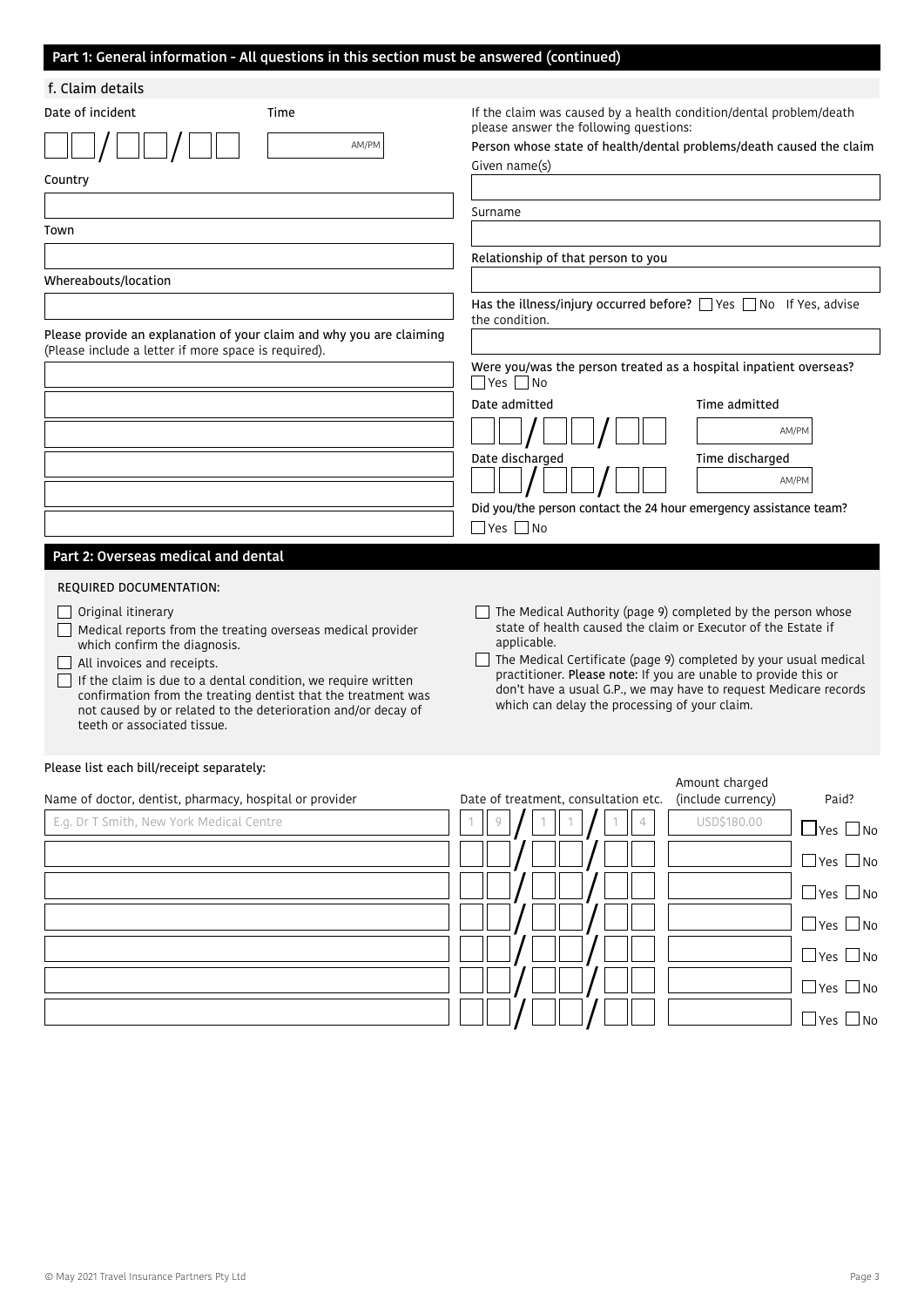## Part 1: General information - All questions in this section must be answered (continued)

### f. Claim details

Date of incident: __ __ / __ __ / __ __ Time: ______ AM/PM

Country

Town

Whereabouts/location

Please provide an explanation of your claim and why you are claiming
(Please include a letter if more space is required).

If the claim was caused by a health condition/dental problem/death please answer the following questions:

Person whose state of health/dental problems/death caused the claim

Given name(s)

Surname

Relationship of that person to you

Has the illness/injury occurred before? ☐ Yes ☐ No If Yes, advise the condition.

Were you/was the person treated as a hospital inpatient overseas?
☐ Yes ☐ No

Date admitted: __ __ / __ __ / __ __ Time admitted: ______ AM/PM

Date discharged: __ __ / __ __ / __ __ Time discharged: ______ AM/PM

Did you/the person contact the 24 hour emergency assistance team?
☐ Yes ☐ No

## Part 2: Overseas medical and dental

REQUIRED DOCUMENTATION:

- ☐ Original itinerary
- ☐ Medical reports from the treating overseas medical provider which confirm the diagnosis.
- ☐ All invoices and receipts.
- ☐ If the claim is due to a dental condition, we require written confirmation from the treating dentist that the treatment was not caused by or related to the deterioration and/or decay of teeth or associated tissue.
- ☐ The Medical Authority (page 9) completed by the person whose state of health caused the claim or Executor of the Estate if applicable.
- ☐ The Medical Certificate (page 9) completed by your usual medical practitioner. **Please note:** If you are unable to provide this or don't have a usual G.P., we may have to request Medicare records which can delay the processing of your claim.

Please list each bill/receipt separately:

| Name of doctor, dentist, pharmacy, hospital or provider | Date of treatment, consultation etc. | Amount charged (include currency) | Paid? |
|---|---|---|---|
| E.g. Dr T Smith, New York Medical Centre | 19/11/14 | USD$180.00 | ☐ Yes ☐ No |
| | / / | | ☐ Yes ☐ No |
| | / / | | ☐ Yes ☐ No |
| | / / | | ☐ Yes ☐ No |
| | / / | | ☐ Yes ☐ No |
| | / / | | ☐ Yes ☐ No |
| | / / | | ☐ Yes ☐ No |

© May 2021 Travel Insurance Partners Pty Ltd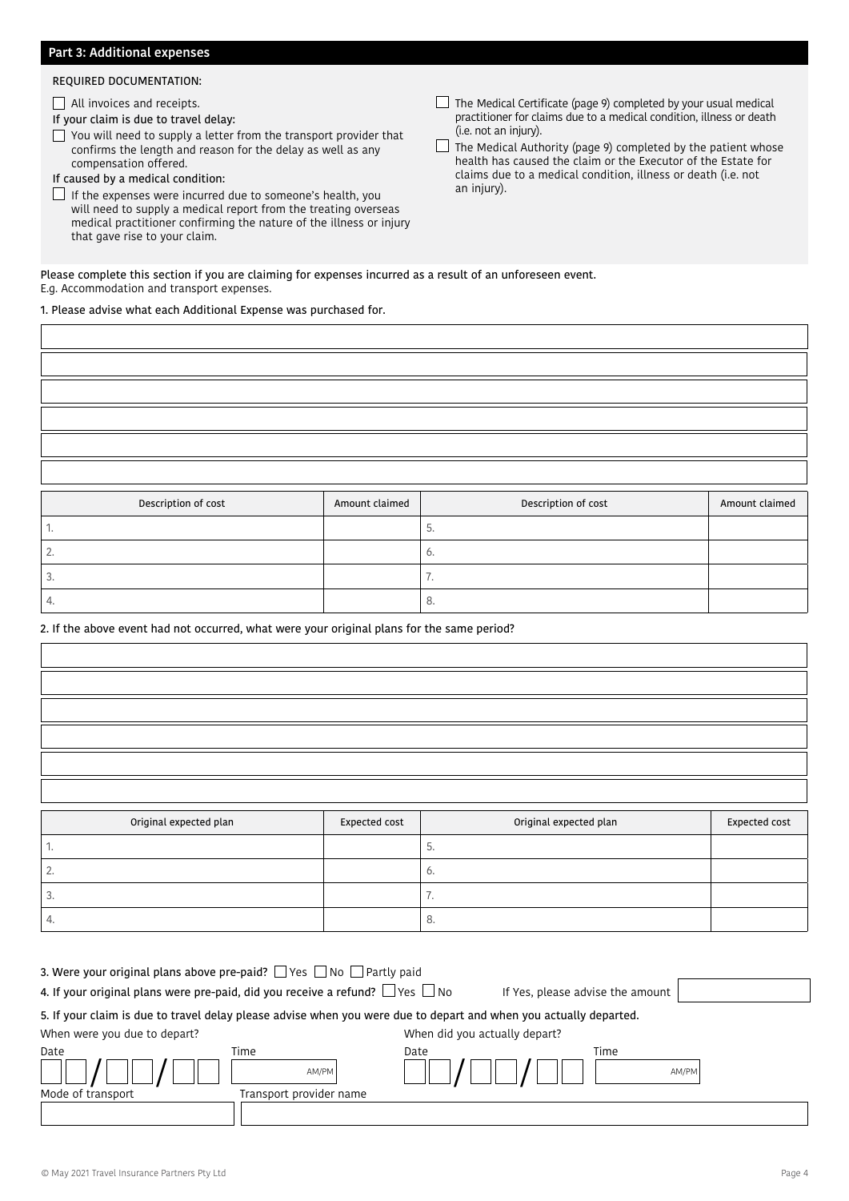## Part 3: Additional expenses

REQUIRED DOCUMENTATION:

- ☐ All invoices and receipts.

If your claim is due to travel delay:

- ☐ You will need to supply a letter from the transport provider that confirms the length and reason for the delay as well as any compensation offered.

If caused by a medical condition:

- ☐ If the expenses were incurred due to someone's health, you will need to supply a medical report from the treating overseas medical practitioner confirming the nature of the illness or injury that gave rise to your claim.
- ☐ The Medical Certificate (page 9) completed by your usual medical practitioner for claims due to a medical condition, illness or death (i.e. not an injury).
- ☐ The Medical Authority (page 9) completed by the patient whose health has caused the claim or the Executor of the Estate for claims due to a medical condition, illness or death (i.e. not an injury).

Please complete this section if you are claiming for expenses incurred as a result of an unforeseen event.
E.g. Accommodation and transport expenses.

1. Please advise what each Additional Expense was purchased for.

| Description of cost | Amount claimed | Description of cost | Amount claimed |
|---|---|---|---|
| 1. | | 5. | |
| 2. | | 6. | |
| 3. | | 7. | |
| 4. | | 8. | |

2. If the above event had not occurred, what were your original plans for the same period?

| Original expected plan | Expected cost | Original expected plan | Expected cost |
|---|---|---|---|
| 1. | | 5. | |
| 2. | | 6. | |
| 3. | | 7. | |
| 4. | | 8. | |

3. Were your original plans above pre-paid? ☐ Yes ☐ No ☐ Partly paid

4. If your original plans were pre-paid, did you receive a refund? ☐ Yes ☐ No If Yes, please advise the amount

5. If your claim is due to travel delay please advise when you were due to depart and when you actually departed.

When were you due to depart?

Date ☐☐/☐☐/☐☐ Time AM/PM

When did you actually depart?

Date ☐☐/☐☐/☐☐ Time AM/PM

Mode of transport

Transport provider name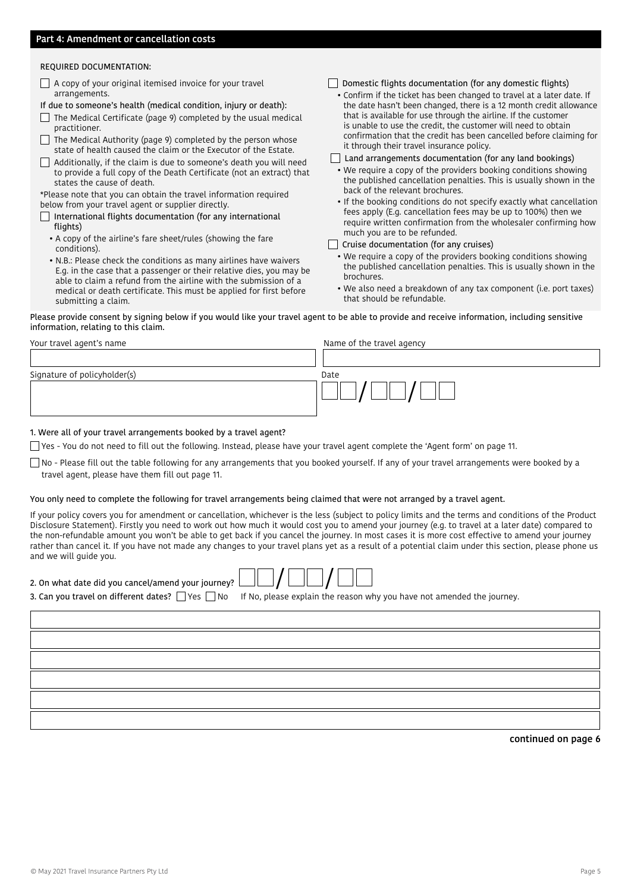## Part 4: Amendment or cancellation costs

REQUIRED DOCUMENTATION:

- ☐ A copy of your original itemised invoice for your travel arrangements.

If due to someone's health (medical condition, injury or death):

- ☐ The Medical Certificate (page 9) completed by the usual medical practitioner.
- ☐ The Medical Authority (page 9) completed by the person whose state of health caused the claim or the Executor of the Estate.
- ☐ Additionally, if the claim is due to someone's death you will need to provide a full copy of the Death Certificate (not an extract) that states the cause of death.

*Please note that you can obtain the travel information required below from your travel agent or supplier directly.

- ☐ International flights documentation (for any international flights)
  - A copy of the airline's fare sheet/rules (showing the fare conditions).
  - N.B.: Please check the conditions as many airlines have waivers E.g. in the case that a passenger or their relative dies, you may be able to claim a refund from the airline with the submission of a medical or death certificate. This must be applied for first before submitting a claim.
- ☐ Domestic flights documentation (for any domestic flights)
  - Confirm if the ticket has been changed to travel at a later date. If the date hasn't been changed, there is a 12 month credit allowance that is available for use through the airline. If the customer is unable to use the credit, the customer will need to obtain confirmation that the credit has been cancelled before claiming for it through their travel insurance policy.
- ☐ Land arrangements documentation (for any land bookings)
  - We require a copy of the providers booking conditions showing the published cancellation penalties. This is usually shown in the back of the relevant brochures.
  - If the booking conditions do not specify exactly what cancellation fees apply (E.g. cancellation fees may be up to 100%) then we require written confirmation from the wholesaler confirming how much you are to be refunded.
- ☐ Cruise documentation (for any cruises)
  - We require a copy of the providers booking conditions showing the published cancellation penalties. This is usually shown in the brochures.
  - We also need a breakdown of any tax component (i.e. port taxes) that should be refundable.

Please provide consent by signing below if you would like your travel agent to be able to provide and receive information, including sensitive information, relating to this claim.

| Your travel agent's name | Name of the travel agency |
|---|---|
| | |
| **Signature of policyholder(s)** | **Date** |
| | __ __ / __ __ / __ __ |

1. Were all of your travel arrangements booked by a travel agent?

☐ Yes - You do not need to fill out the following. Instead, please have your travel agent complete the 'Agent form' on page 11.

☐ No - Please fill out the table following for any arrangements that you booked yourself. If any of your travel arrangements were booked by a travel agent, please have them fill out page 11.

You only need to complete the following for travel arrangements being claimed that were not arranged by a travel agent.

If your policy covers you for amendment or cancellation, whichever is the less (subject to policy limits and the terms and conditions of the Product Disclosure Statement). Firstly you need to work out how much it would cost you to amend your journey (e.g. to travel at a later date) compared to the non-refundable amount you won't be able to get back if you cancel the journey. In most cases it is more cost effective to amend your journey rather than cancel it. If you have not made any changes to your travel plans yet as a result of a potential claim under this section, please phone us and we will guide you.

2. On what date did you cancel/amend your journey? __ __ / __ __ / __ __

3. Can you travel on different dates? ☐ Yes ☐ No If No, please explain the reason why you have not amended the journey.

| |
|---|
| |
| |
| |
| |
| |
| |

**continued on page 6**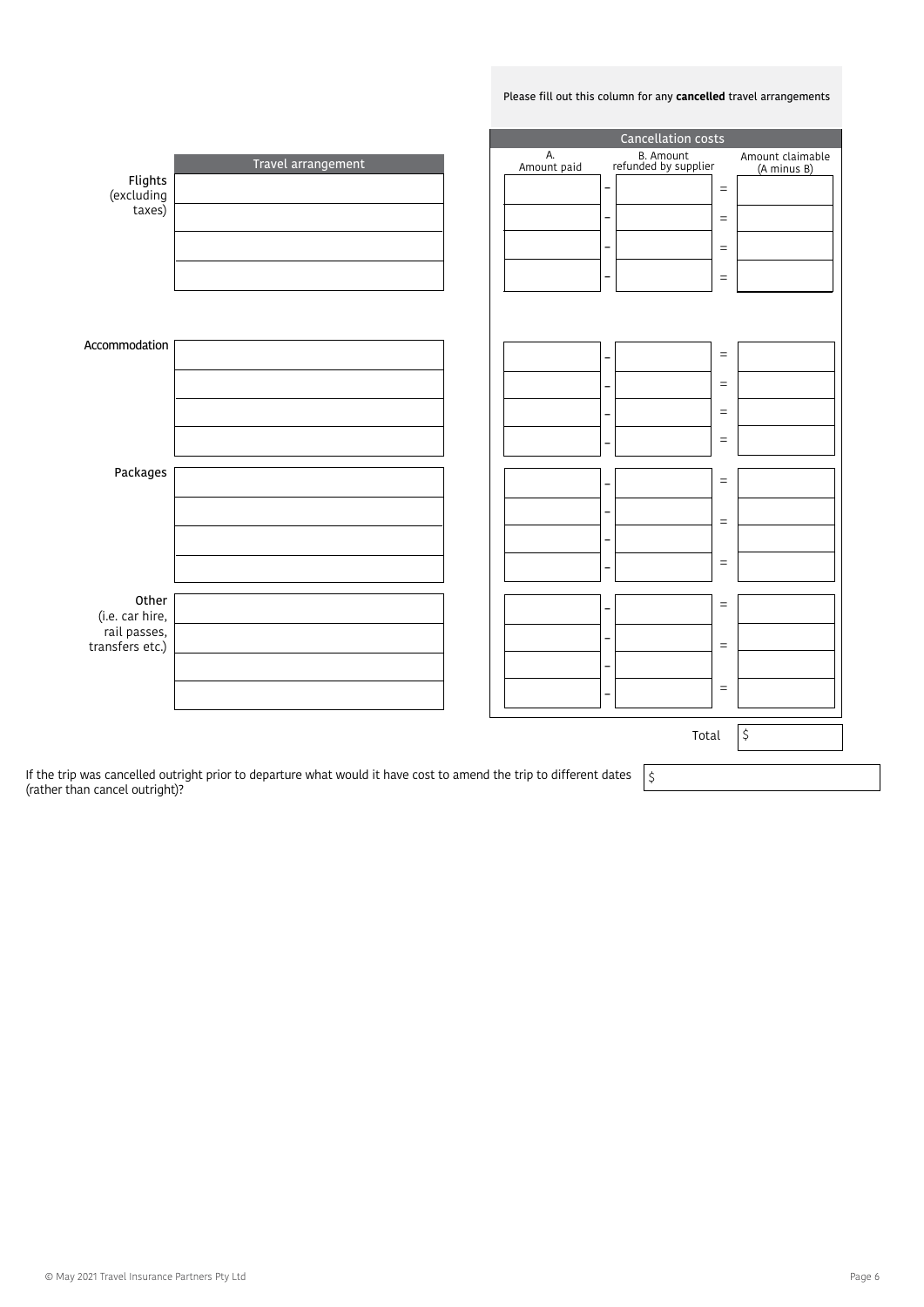Please fill out this column for any **cancelled** travel arrangements

| | Travel arrangement | Cancellation costs: A. Amount paid | | B. Amount refunded by supplier | | Amount claimable (A minus B) |
|---|---|---|---|---|---|---|
| Flights (excluding taxes) | | | – | | = | |
| | | | – | | = | |
| | | | – | | = | |
| | | | – | | = | |
| Accommodation | | | – | | = | |
| | | | – | | = | |
| | | | – | | = | |
| | | | – | | = | |
| Packages | | | – | | = | |
| | | | – | | = | |
| | | | – | | | |
| | | | – | | = | |
| Other (i.e. car hire, rail passes, transfers etc.) | | | – | | = | |
| | | | – | | = | |
| | | | – | | | |
| | | | – | | = | |
| | | | | | Total | $ |

If the trip was cancelled outright prior to departure what would it have cost to amend the trip to different dates (rather than cancel outright)? $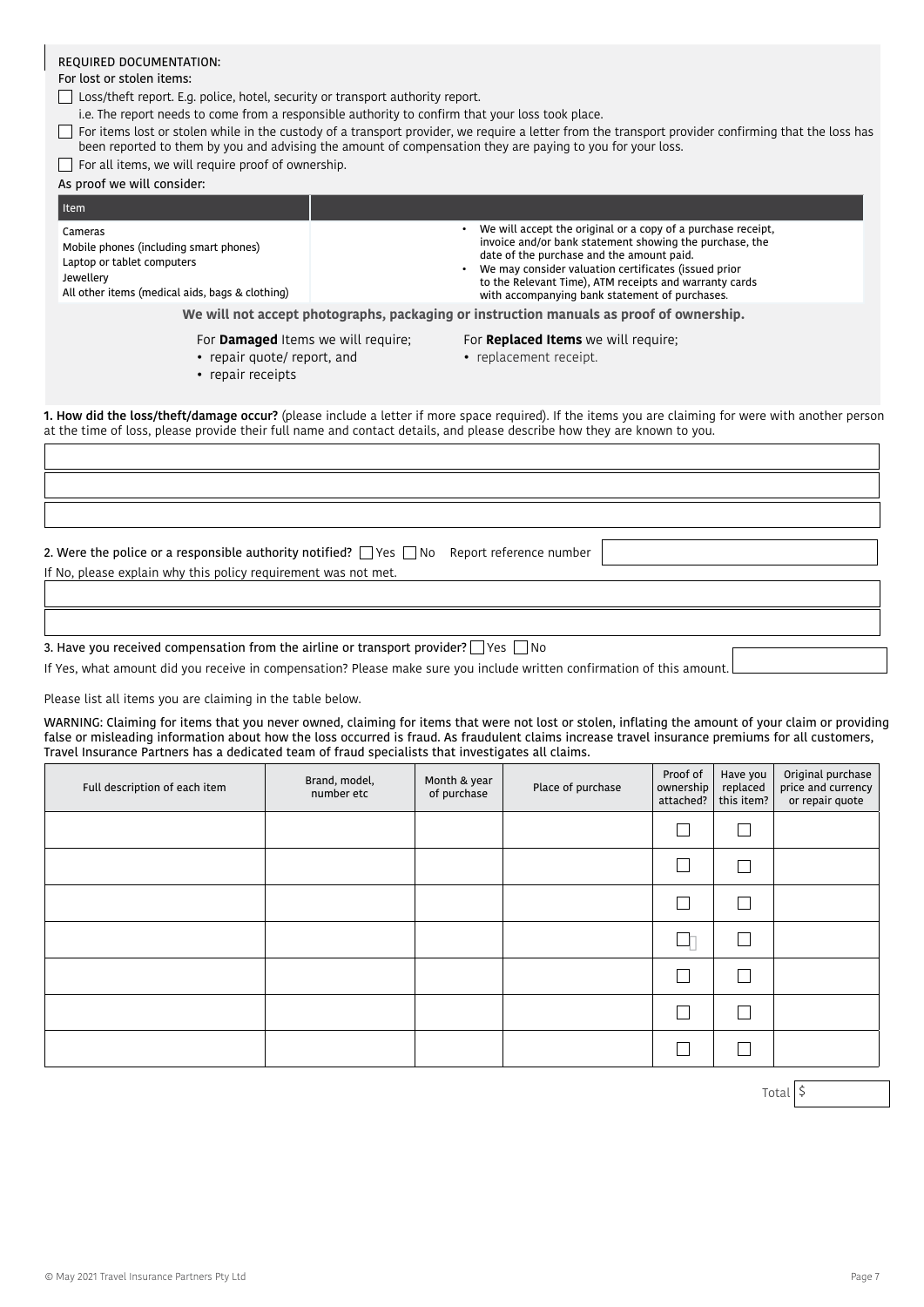REQUIRED DOCUMENTATION:

For lost or stolen items:

- ☐ Loss/theft report. E.g. police, hotel, security or transport authority report.
  i.e. The report needs to come from a responsible authority to confirm that your loss took place.
- ☐ For items lost or stolen while in the custody of a transport provider, we require a letter from the transport provider confirming that the loss has been reported to them by you and advising the amount of compensation they are paying to you for your loss.
- ☐ For all items, we will require proof of ownership.

As proof we will consider:

| Item | |
|---|---|
| Cameras<br>Mobile phones (including smart phones)<br>Laptop or tablet computers<br>Jewellery<br>All other items (medical aids, bags & clothing) | • We will accept the original or a copy of a purchase receipt, invoice and/or bank statement showing the purchase, the date of the purchase and the amount paid.<br>• We may consider valuation certificates (issued prior to the Relevant Time), ATM receipts and warranty cards with accompanying bank statement of purchases. |

**We will not accept photographs, packaging or instruction manuals as proof of ownership.**

For **Damaged** Items we will require;

- repair quote/ report, and
- repair receipts

For **Replaced Items** we will require;

- replacement receipt.

**1. How did the loss/theft/damage occur?** (please include a letter if more space required). If the items you are claiming for were with another person at the time of loss, please provide their full name and contact details, and please describe how they are known to you.

2. Were the police or a responsible authority notified? ☐ Yes ☐ No Report reference number

If No, please explain why this policy requirement was not met.

3. Have you received compensation from the airline or transport provider? ☐ Yes ☐ No

If Yes, what amount did you receive in compensation? Please make sure you include written confirmation of this amount.

Please list all items you are claiming in the table below.

WARNING: Claiming for items that you never owned, claiming for items that were not lost or stolen, inflating the amount of your claim or providing false or misleading information about how the loss occurred is fraud. As fraudulent claims increase travel insurance premiums for all customers, Travel Insurance Partners has a dedicated team of fraud specialists that investigates all claims.

| Full description of each item | Brand, model, number etc | Month & year of purchase | Place of purchase | Proof of ownership attached? | Have you replaced this item? | Original purchase price and currency or repair quote |
|---|---|---|---|---|---|---|
| | | | | ☐ | ☐ | |
| | | | | ☐ | ☐ | |
| | | | | ☐ | ☐ | |
| | | | | ☐ | ☐ | |
| | | | | ☐ | ☐ | |
| | | | | ☐ | ☐ | |
| | | | | ☐ | ☐ | |

Total $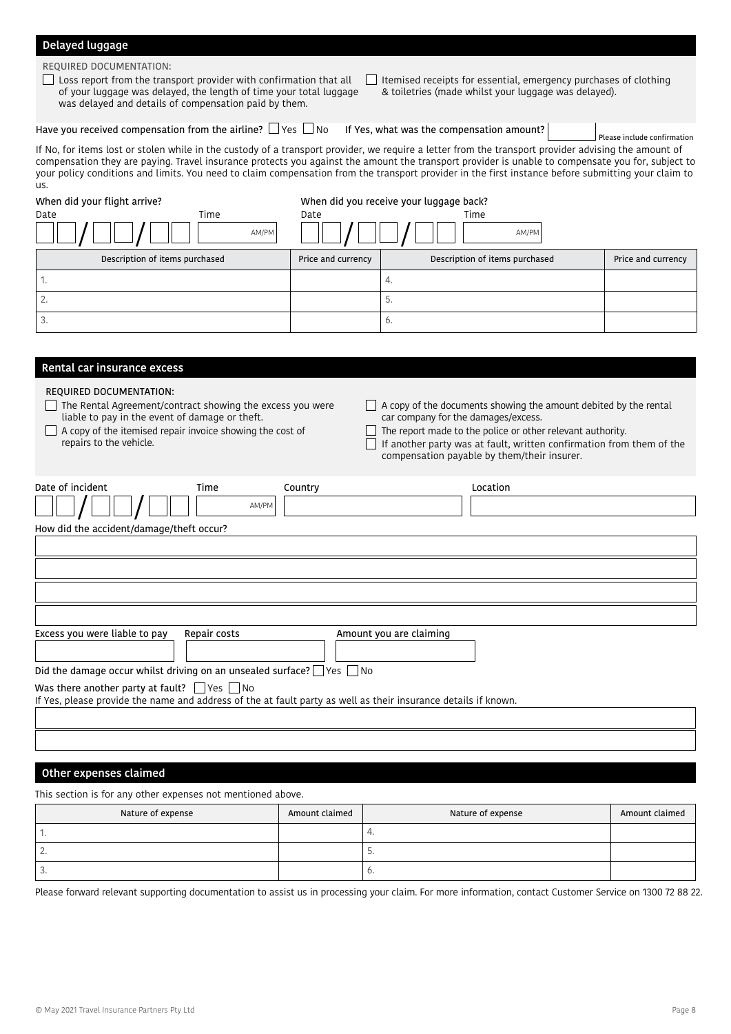## Delayed luggage

REQUIRED DOCUMENTATION:

- ☐ Loss report from the transport provider with confirmation that all of your luggage was delayed, the length of time your total luggage was delayed and details of compensation paid by them.
- ☐ Itemised receipts for essential, emergency purchases of clothing & toiletries (made whilst your luggage was delayed).

Have you received compensation from the airline? ☐ Yes ☐ No If Yes, what was the compensation amount? ______ Please include confirmation

If No, for items lost or stolen while in the custody of a transport provider, we require a letter from the transport provider advising the amount of compensation they are paying. Travel insurance protects you against the amount the transport provider is unable to compensate you for, subject to your policy conditions and limits. You need to claim compensation from the transport provider in the first instance before submitting your claim to us.

When did your flight arrive?
Date __ __ / __ __ / __ __ Time ______ AM/PM

When did you receive your luggage back?
Date __ __ / __ __ / __ __ Time ______ AM/PM

| Description of items purchased | Price and currency | Description of items purchased | Price and currency |
|---|---|---|---|
| 1. | | 4. | |
| 2. | | 5. | |
| 3. | | 6. | |

## Rental car insurance excess

REQUIRED DOCUMENTATION:

- ☐ The Rental Agreement/contract showing the excess you were liable to pay in the event of damage or theft.
- ☐ A copy of the itemised repair invoice showing the cost of repairs to the vehicle.
- ☐ A copy of the documents showing the amount debited by the rental car company for the damages/excess.
- ☐ The report made to the police or other relevant authority.
- ☐ If another party was at fault, written confirmation from them of the compensation payable by them/their insurer.

Date of incident __ __ / __ __ / __ __ Time ______ AM/PM Country ______ Location ______

How did the accident/damage/theft occur?

______

______

______

______

Excess you were liable to pay ______ Repair costs ______ Amount you are claiming ______

Did the damage occur whilst driving on an unsealed surface? ☐ Yes ☐ No

Was there another party at fault? ☐ Yes ☐ No
If Yes, please provide the name and address of the at fault party as well as their insurance details if known.

______

______

## Other expenses claimed

This section is for any other expenses not mentioned above.

| Nature of expense | Amount claimed | Nature of expense | Amount claimed |
|---|---|---|---|
| 1. | | 4. | |
| 2. | | 5. | |
| 3. | | 6. | |

Please forward relevant supporting documentation to assist us in processing your claim. For more information, contact Customer Service on 1300 72 88 22.

© May 2021 Travel Insurance Partners Pty Ltd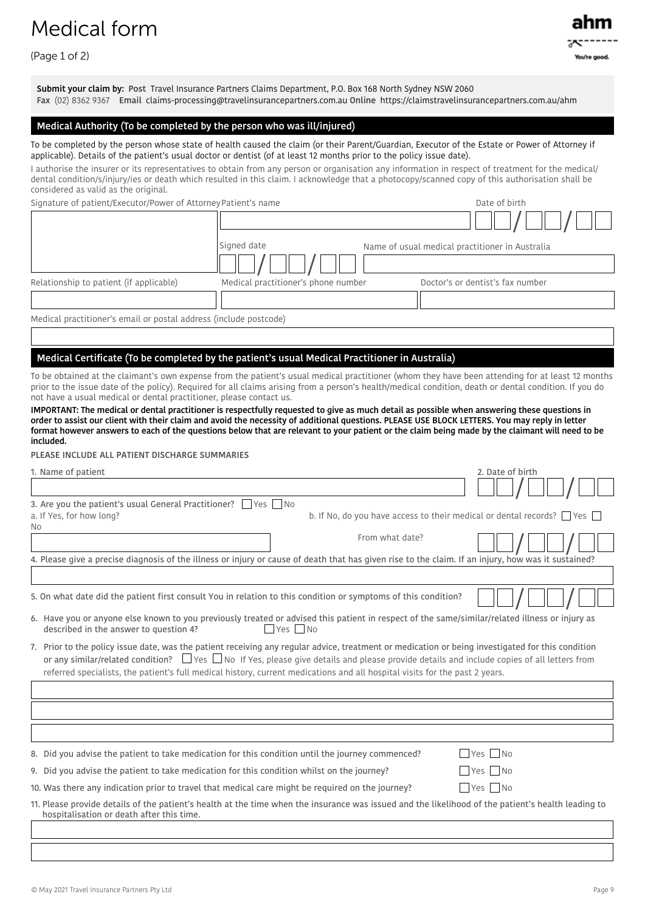# Medical form

(Page 1 of 2)

**Submit your claim by: Post** Travel Insurance Partners Claims Department, P.O. Box 168 North Sydney NSW 2060
**Fax** (02) 8362 9367 **Email** claims-processing@travelinsurancepartners.com.au **Online** https://claimstravelinsurancepartners.com.au/ahm

## Medical Authority (To be completed by the person who was ill/injured)

To be completed by the person whose state of health caused the claim (or their Parent/Guardian, Executor of the Estate or Power of Attorney if applicable). Details of the patient's usual doctor or dentist (of at least 12 months prior to the policy issue date).

I authorise the insurer or its representatives to obtain from any person or organisation any information in respect of treatment for the medical/dental condition/s/injury/ies or death which resulted in this claim. I acknowledge that a photocopy/scanned copy of this authorisation shall be considered as valid as the original.

Signature of patient/Executor/Power of Attorney

Patient's name

Date of birth __ / __ / __

Signed date __ / __ / __

Name of usual medical practitioner in Australia

Relationship to patient (if applicable)

Medical practitioner's phone number

Doctor's or dentist's fax number

Medical practitioner's email or postal address (include postcode)

## Medical Certificate (To be completed by the patient's usual Medical Practitioner in Australia)

To be obtained at the claimant's own expense from the patient's usual medical practitioner (whom they have been attending for at least 12 months prior to the issue date of the policy). Required for all claims arising from a person's health/medical condition, death or dental condition. If you do not have a usual medical or dental practitioner, please contact us.

**IMPORTANT: The medical or dental practitioner is respectfully requested to give as much detail as possible when answering these questions in order to assist our client with their claim and avoid the necessity of additional questions. PLEASE USE BLOCK LETTERS. You may reply in letter format however answers to each of the questions below that are relevant to your patient or the claim being made by the claimant will need to be included.**

PLEASE INCLUDE ALL PATIENT DISCHARGE SUMMARIES

1. Name of patient

2. Date of birth __ / __ / __

3. Are you the patient's usual General Practitioner? ☐ Yes ☐ No

   a. If Yes, for how long?

   b. If No, do you have access to their medical or dental records? ☐ Yes ☐ No

   From what date? __ / __ / __

4. Please give a precise diagnosis of the illness or injury or cause of death that has given rise to the claim. If an injury, how was it sustained?

5. On what date did the patient first consult You in relation to this condition or symptoms of this condition? __ / __ / __

6. Have you or anyone else known to you previously treated or advised this patient in respect of the same/similar/related illness or injury as described in the answer to question 4? ☐ Yes ☐ No

7. Prior to the policy issue date, was the patient receiving any regular advice, treatment or medication or being investigated for this condition or any similar/related condition? ☐ Yes ☐ No If Yes, please give details and please provide details and include copies of all letters from referred specialists, the patient's full medical history, current medications and all hospital visits for the past 2 years.

8. Did you advise the patient to take medication for this condition until the journey commenced? ☐ Yes ☐ No

9. Did you advise the patient to take medication for this condition whilst on the journey? ☐ Yes ☐ No

10. Was there any indication prior to travel that medical care might be required on the journey? ☐ Yes ☐ No

11. Please provide details of the patient's health at the time when the insurance was issued and the likelihood of the patient's health leading to hospitalisation or death after this time.

© May 2021 Travel Insurance Partners Pty Ltd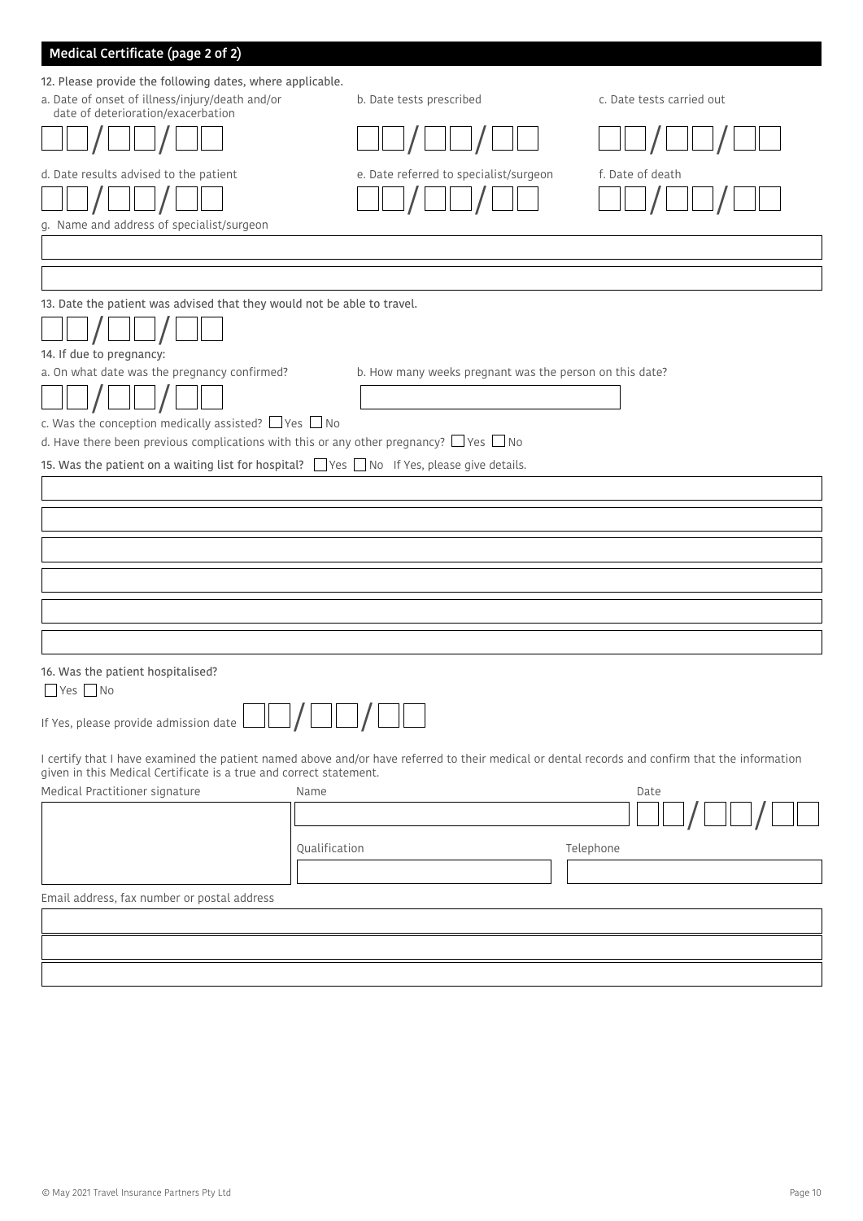## Medical Certificate (page 2 of 2)

12. Please provide the following dates, where applicable.

a. Date of onset of illness/injury/death and/or date of deterioration/exacerbation

__ __ / __ __ / __ __

b. Date tests prescribed

__ __ / __ __ / __ __

c. Date tests carried out

__ __ / __ __ / __ __

d. Date results advised to the patient

__ __ / __ __ / __ __

e. Date referred to specialist/surgeon

__ __ / __ __ / __ __

f. Date of death

__ __ / __ __ / __ __

g. Name and address of specialist/surgeon

13. Date the patient was advised that they would not be able to travel.

__ __ / __ __ / __ __

14. If due to pregnancy:

a. On what date was the pregnancy confirmed?

__ __ / __ __ / __ __

b. How many weeks pregnant was the person on this date?

c. Was the conception medically assisted? ☐ Yes ☐ No

d. Have there been previous complications with this or any other pregnancy? ☐ Yes ☐ No

**15. Was the patient on a waiting list for hospital?** ☐ Yes ☐ No If Yes, please give details.

16. Was the patient hospitalised?

☐ Yes ☐ No

If Yes, please provide admission date __ __ / __ __ / __ __

I certify that I have examined the patient named above and/or have referred to their medical or dental records and confirm that the information given in this Medical Certificate is a true and correct statement.

Medical Practitioner signature

Name

Date __ __ / __ __ / __ __

Qualification

Telephone

Email address, fax number or postal address

© May 2021 Travel Insurance Partners Pty Ltd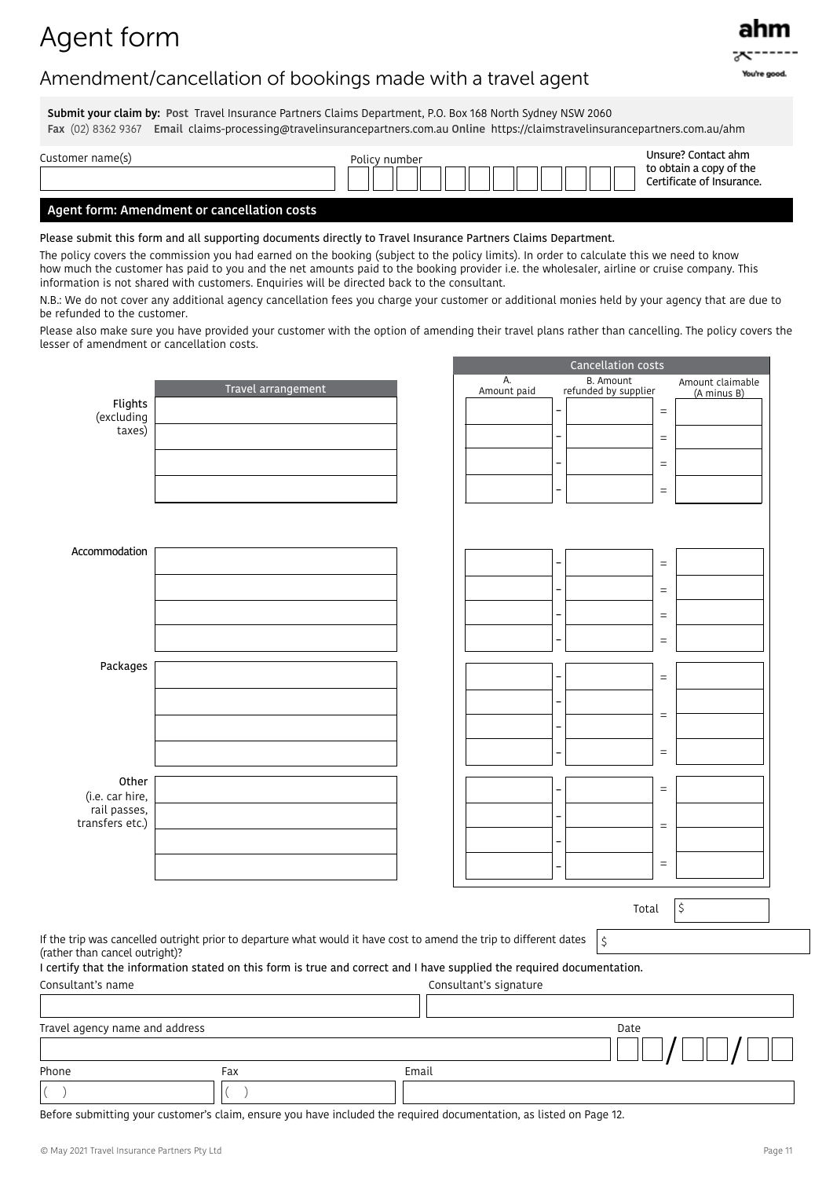# Agent form

## Amendment/cancellation of bookings made with a travel agent

**Submit your claim by: Post** Travel Insurance Partners Claims Department, P.O. Box 168 North Sydney NSW 2060
**Fax** (02) 8362 9367 **Email** claims-processing@travelinsurancepartners.com.au **Online** https://claimstravelinsurancepartners.com.au/ahm

| Customer name(s) | Policy number |
|---|---|
| | |

Unsure? Contact ahm to obtain a copy of the Certificate of Insurance.

### Agent form: Amendment or cancellation costs

Please submit this form and all supporting documents directly to Travel Insurance Partners Claims Department.

The policy covers the commission you had earned on the booking (subject to the policy limits). In order to calculate this we need to know how much the customer has paid to you and the net amounts paid to the booking provider i.e. the wholesaler, airline or cruise company. This information is not shared with customers. Enquiries will be directed back to the consultant.

N.B.: We do not cover any additional agency cancellation fees you charge your customer or additional monies held by your agency that are due to be refunded to the customer.

Please also make sure you have provided your customer with the option of amending their travel plans rather than cancelling. The policy covers the lesser of amendment or cancellation costs.

| | Travel arrangement | Cancellation costs | | | | |
|---|---|---|---|---|---|---|
| | | A. Amount paid | | B. Amount refunded by supplier | | Amount claimable (A minus B) |
| Flights (excluding taxes) | | | – | | = | |
| | | | – | | = | |
| | | | – | | = | |
| | | | – | | = | |
| Accommodation | | | – | | = | |
| | | | – | | = | |
| | | | – | | = | |
| | | | – | | = | |
| Packages | | | – | | = | |
| | | | – | | = | |
| | | | – | | = | |
| | | | – | | = | |
| Other (i.e. car hire, rail passes, transfers etc.) | | | – | | = | |
| | | | – | | = | |
| | | | – | | = | |
| | | | – | | = | |
| | | | | | Total | $ |

If the trip was cancelled outright prior to departure what would it have cost to amend the trip to different dates (rather than cancel outright)? $

I certify that the information stated on this form is true and correct and I have supplied the required documentation.

| Consultant's name | Consultant's signature |
|---|---|
| | |

| Travel agency name and address | Date |
|---|---|
| | / / |

| Phone | Fax | Email |
|---|---|---|
| ( ) | ( ) | |

Before submitting your customer's claim, ensure you have included the required documentation, as listed on Page 12.

© May 2021 Travel Insurance Partners Pty Ltd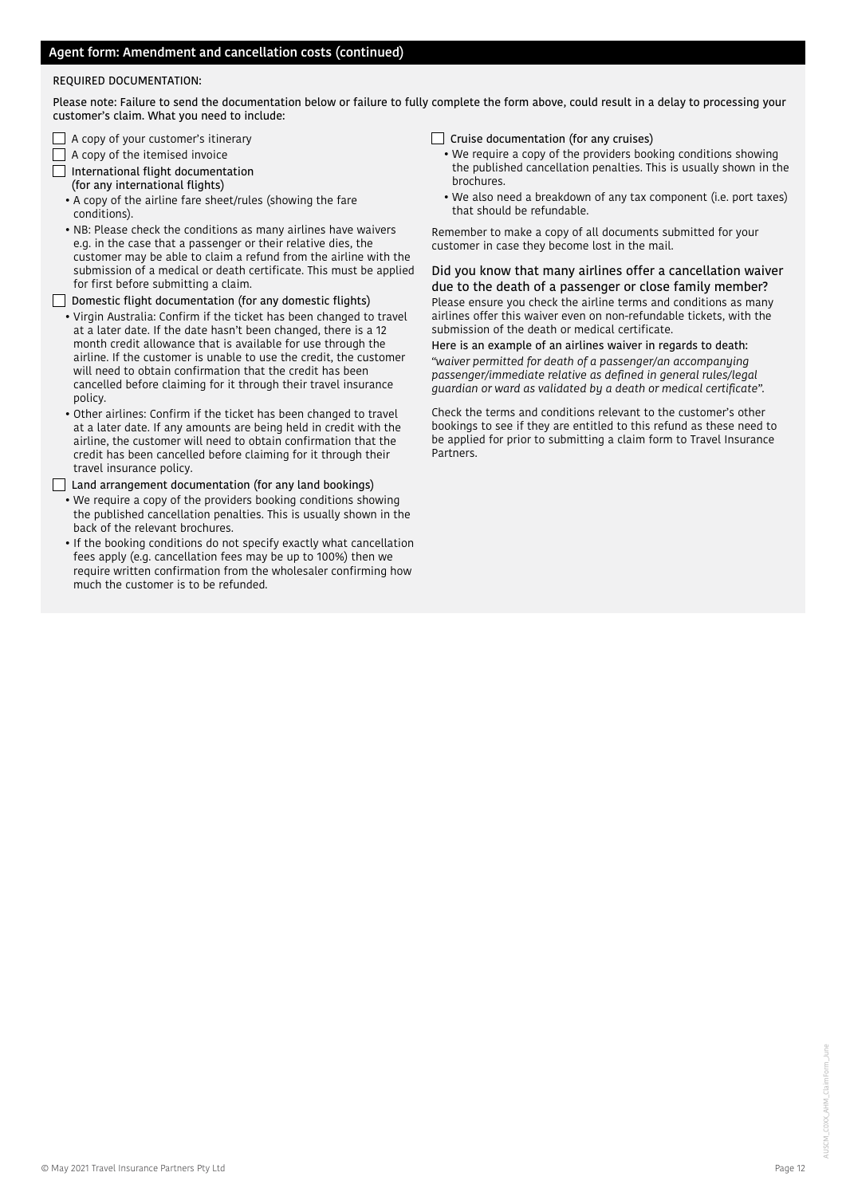## Agent form: Amendment and cancellation costs (continued)

REQUIRED DOCUMENTATION:

Please note: Failure to send the documentation below or failure to fully complete the form above, could result in a delay to processing your customer's claim. What you need to include:

- [ ] A copy of your customer's itinerary
- [ ] A copy of the itemised invoice
- [ ] International flight documentation (for any international flights)
  - A copy of the airline fare sheet/rules (showing the fare conditions).
  - NB: Please check the conditions as many airlines have waivers e.g. in the case that a passenger or their relative dies, the customer may be able to claim a refund from the airline with the submission of a medical or death certificate. This must be applied for first before submitting a claim.
- [ ] Domestic flight documentation (for any domestic flights)
  - Virgin Australia: Confirm if the ticket has been changed to travel at a later date. If the date hasn't been changed, there is a 12 month credit allowance that is available for use through the airline. If the customer is unable to use the credit, the customer will need to obtain confirmation that the credit has been cancelled before claiming for it through their travel insurance policy.
  - Other airlines: Confirm if the ticket has been changed to travel at a later date. If any amounts are being held in credit with the airline, the customer will need to obtain confirmation that the credit has been cancelled before claiming for it through their travel insurance policy.
- [ ] Land arrangement documentation (for any land bookings)
  - We require a copy of the providers booking conditions showing the published cancellation penalties. This is usually shown in the back of the relevant brochures.
  - If the booking conditions do not specify exactly what cancellation fees apply (e.g. cancellation fees may be up to 100%) then we require written confirmation from the wholesaler confirming how much the customer is to be refunded.
- [ ] Cruise documentation (for any cruises)
  - We require a copy of the providers booking conditions showing the published cancellation penalties. This is usually shown in the brochures.
  - We also need a breakdown of any tax component (i.e. port taxes) that should be refundable.

Remember to make a copy of all documents submitted for your customer in case they become lost in the mail.

### Did you know that many airlines offer a cancellation waiver due to the death of a passenger or close family member?

Please ensure you check the airline terms and conditions as many airlines offer this waiver even on non-refundable tickets, with the submission of the death or medical certificate.

Here is an example of an airlines waiver in regards to death:

*"waiver permitted for death of a passenger/an accompanying passenger/immediate relative as defined in general rules/legal guardian or ward as validated by a death or medical certificate".*

Check the terms and conditions relevant to the customer's other bookings to see if they are entitled to this refund as these need to be applied for prior to submitting a claim form to Travel Insurance Partners.

© May 2021 Travel Insurance Partners Pty Ltd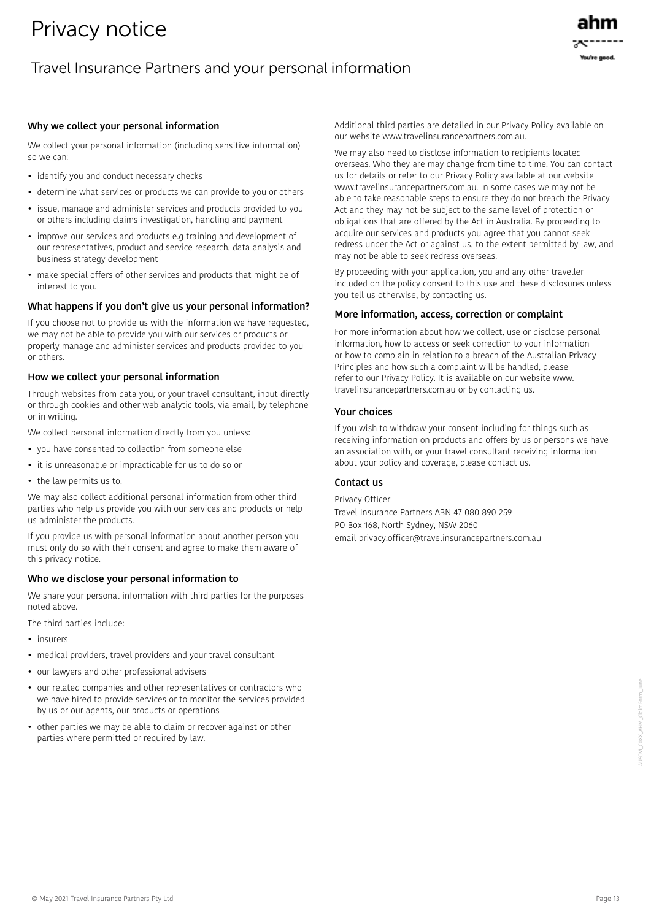# Privacy notice

## Travel Insurance Partners and your personal information

### Why we collect your personal information

We collect your personal information (including sensitive information) so we can:

- identify you and conduct necessary checks
- determine what services or products we can provide to you or others
- issue, manage and administer services and products provided to you or others including claims investigation, handling and payment
- improve our services and products e.g training and development of our representatives, product and service research, data analysis and business strategy development
- make special offers of other services and products that might be of interest to you.

### What happens if you don't give us your personal information?

If you choose not to provide us with the information we have requested, we may not be able to provide you with our services or products or properly manage and administer services and products provided to you or others.

### How we collect your personal information

Through websites from data you, or your travel consultant, input directly or through cookies and other web analytic tools, via email, by telephone or in writing.

We collect personal information directly from you unless:

- you have consented to collection from someone else
- it is unreasonable or impracticable for us to do so or
- the law permits us to.

We may also collect additional personal information from other third parties who help us provide you with our services and products or help us administer the products.

If you provide us with personal information about another person you must only do so with their consent and agree to make them aware of this privacy notice.

### Who we disclose your personal information to

We share your personal information with third parties for the purposes noted above.

The third parties include:

- insurers
- medical providers, travel providers and your travel consultant
- our lawyers and other professional advisers
- our related companies and other representatives or contractors who we have hired to provide services or to monitor the services provided by us or our agents, our products or operations
- other parties we may be able to claim or recover against or other parties where permitted or required by law.

Additional third parties are detailed in our Privacy Policy available on our website www.travelinsurancepartners.com.au.

We may also need to disclose information to recipients located overseas. Who they are may change from time to time. You can contact us for details or refer to our Privacy Policy available at our website www.travelinsurancepartners.com.au. In some cases we may not be able to take reasonable steps to ensure they do not breach the Privacy Act and they may not be subject to the same level of protection or obligations that are offered by the Act in Australia. By proceeding to acquire our services and products you agree that you cannot seek redress under the Act or against us, to the extent permitted by law, and may not be able to seek redress overseas.

By proceeding with your application, you and any other traveller included on the policy consent to this use and these disclosures unless you tell us otherwise, by contacting us.

### More information, access, correction or complaint

For more information about how we collect, use or disclose personal information, how to access or seek correction to your information or how to complain in relation to a breach of the Australian Privacy Principles and how such a complaint will be handled, please refer to our Privacy Policy. It is available on our website www.travelinsurancepartners.com.au or by contacting us.

### Your choices

If you wish to withdraw your consent including for things such as receiving information on products and offers by us or persons we have an association with, or your travel consultant receiving information about your policy and coverage, please contact us.

### Contact us

Privacy Officer
Travel Insurance Partners ABN 47 080 890 259
PO Box 168, North Sydney, NSW 2060
email privacy.officer@travelinsurancepartners.com.au

© May 2021 Travel Insurance Partners Pty Ltd